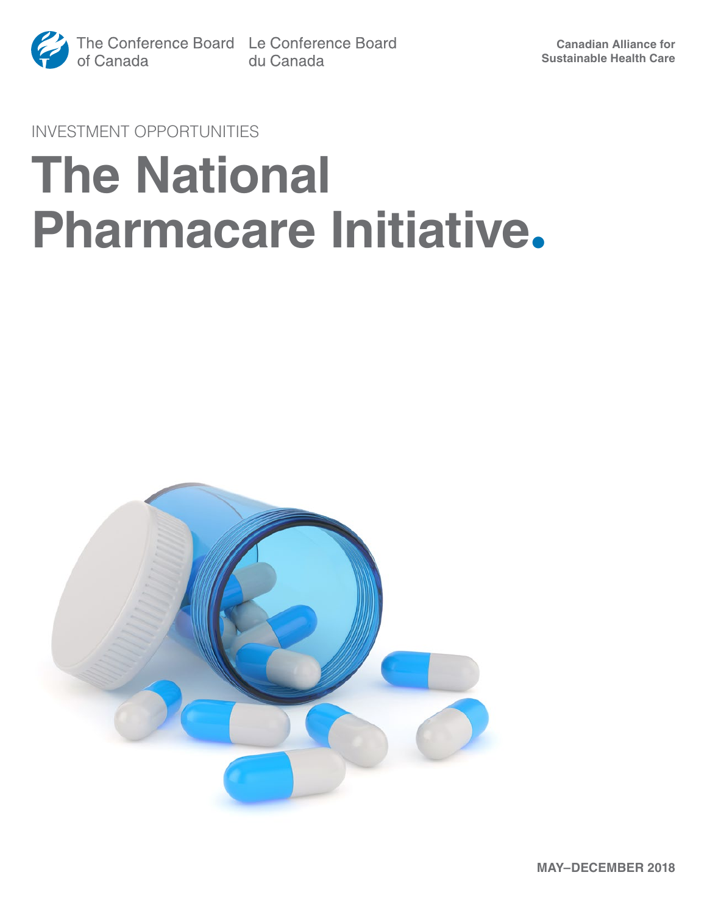The Conference Board of Canada | Le Conference Board du Canada

Canadian Alliance for Sustainable Health Care

INVESTMENT OPPORTUNITIES

# The National Pharmacare Initiative.

**MAY–DECEMBER 2018**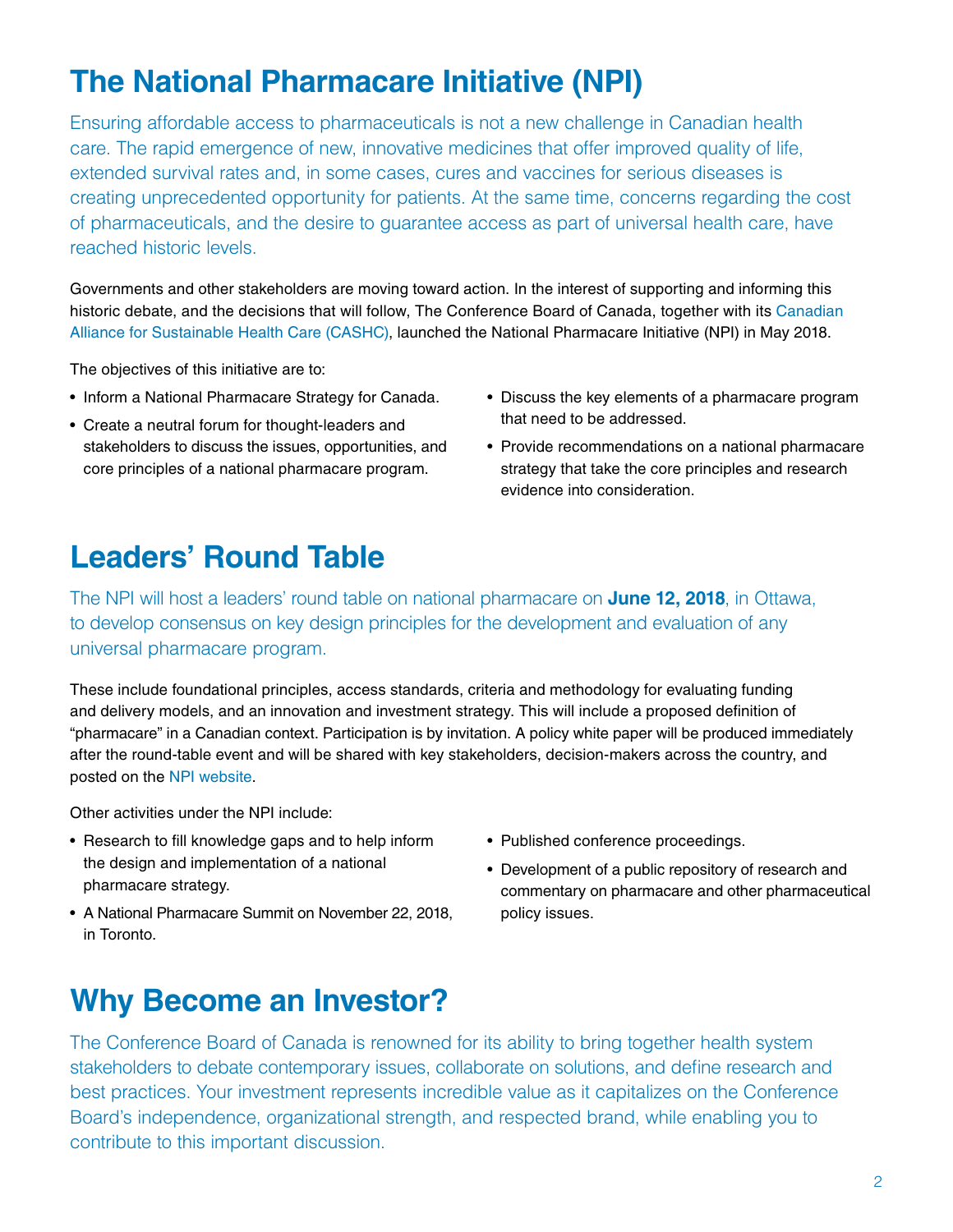# The National Pharmacare Initiative (NPI)

Ensuring affordable access to pharmaceuticals is not a new challenge in Canadian health care. The rapid emergence of new, innovative medicines that offer improved quality of life, extended survival rates and, in some cases, cures and vaccines for serious diseases is creating unprecedented opportunity for patients. At the same time, concerns regarding the cost of pharmaceuticals, and the desire to guarantee access as part of universal health care, have reached historic levels.

Governments and other stakeholders are moving toward action. In the interest of supporting and informing this historic debate, and the decisions that will follow, The Conference Board of Canada, together with its Canadian Alliance for Sustainable Health Care (CASHC), launched the National Pharmacare Initiative (NPI) in May 2018.

The objectives of this initiative are to:

- Inform a National Pharmacare Strategy for Canada.
- Create a neutral forum for thought-leaders and stakeholders to discuss the issues, opportunities, and core principles of a national pharmacare program.
- Discuss the key elements of a pharmacare program that need to be addressed.
- Provide recommendations on a national pharmacare strategy that take the core principles and research evidence into consideration.

# Leaders' Round Table

The NPI will host a leaders' round table on national pharmacare on **June 12, 2018**, in Ottawa, to develop consensus on key design principles for the development and evaluation of any universal pharmacare program.

These include foundational principles, access standards, criteria and methodology for evaluating funding and delivery models, and an innovation and investment strategy. This will include a proposed definition of "pharmacare" in a Canadian context. Participation is by invitation. A policy white paper will be produced immediately after the round-table event and will be shared with key stakeholders, decision-makers across the country, and posted on the NPI website.

Other activities under the NPI include:

- Research to fill knowledge gaps and to help inform the design and implementation of a national pharmacare strategy.
- A National Pharmacare Summit on November 22, 2018, in Toronto.
- Published conference proceedings.
- Development of a public repository of research and commentary on pharmacare and other pharmaceutical policy issues.

# Why Become an Investor?

The Conference Board of Canada is renowned for its ability to bring together health system stakeholders to debate contemporary issues, collaborate on solutions, and define research and best practices. Your investment represents incredible value as it capitalizes on the Conference Board's independence, organizational strength, and respected brand, while enabling you to contribute to this important discussion.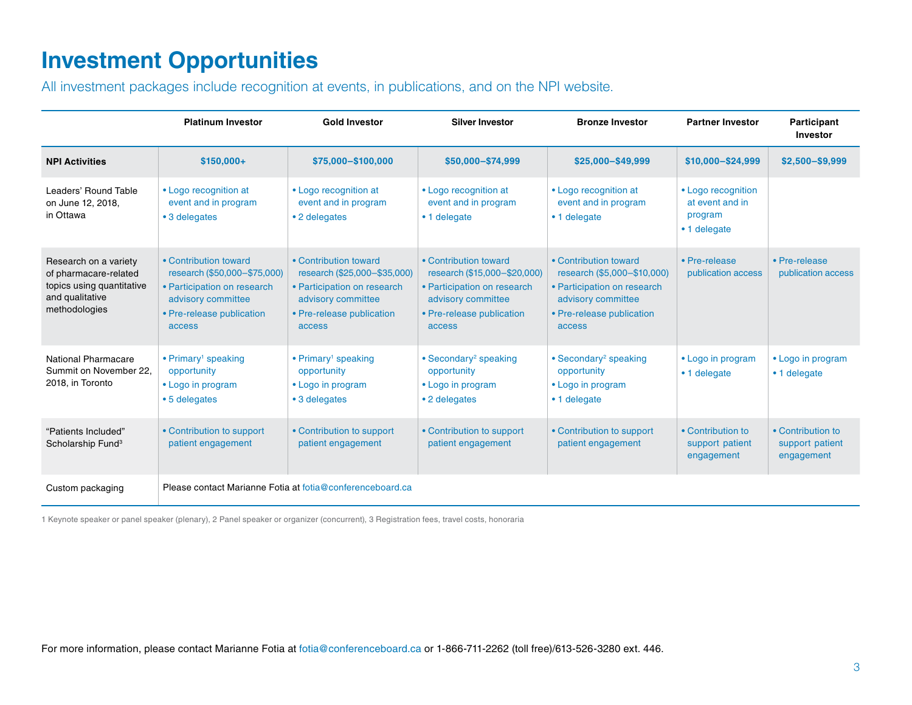# Investment Opportunities

All investment packages include recognition at events, in publications, and on the NPI website.

| | Platinum Investor | Gold Investor | Silver Investor | Bronze Investor | Partner Investor | Participant Investor |
|---|---|---|---|---|---|---|
| **NPI Activities** | **$150,000+** | **$75,000–$100,000** | **$50,000–$74,999** | **$25,000–$49,999** | **$10,000–$24,999** | **$2,500–$9,999** |
| Leaders' Round Table on June 12, 2018, in Ottawa | • Logo recognition at event and in program<br>• 3 delegates | • Logo recognition at event and in program<br>• 2 delegates | • Logo recognition at event and in program<br>• 1 delegate | • Logo recognition at event and in program<br>• 1 delegate | • Logo recognition at event and in program<br>• 1 delegate | |
| Research on a variety of pharmacare-related topics using quantitative and qualitative methodologies | • Contribution toward research ($50,000–$75,000)<br>• Participation on research advisory committee<br>• Pre-release publication access | • Contribution toward research ($25,000–$35,000)<br>• Participation on research advisory committee<br>• Pre-release publication access | • Contribution toward research ($15,000–$20,000)<br>• Participation on research advisory committee<br>• Pre-release publication access | • Contribution toward research ($5,000–$10,000)<br>• Participation on research advisory committee<br>• Pre-release publication access | • Pre-release publication access | • Pre-release publication access |
| National Pharmacare Summit on November 22, 2018, in Toronto | • Primary[1] speaking opportunity<br>• Logo in program<br>• 5 delegates | • Primary[1] speaking opportunity<br>• Logo in program<br>• 3 delegates | • Secondary[2] speaking opportunity<br>• Logo in program<br>• 2 delegates | • Secondary[2] speaking opportunity<br>• Logo in program<br>• 1 delegate | • Logo in program<br>• 1 delegate | • Logo in program<br>• 1 delegate |
| "Patients Included" Scholarship Fund[3] | • Contribution to support patient engagement | • Contribution to support patient engagement | • Contribution to support patient engagement | • Contribution to support patient engagement | • Contribution to support patient engagement | • Contribution to support patient engagement |
| Custom packaging | Please contact Marianne Fotia at fotia@conferenceboard.ca | | | | | |

1 Keynote speaker or panel speaker (plenary), 2 Panel speaker or organizer (concurrent), 3 Registration fees, travel costs, honoraria

For more information, please contact Marianne Fotia at fotia@conferenceboard.ca or 1-866-711-2262 (toll free)/613-526-3280 ext. 446.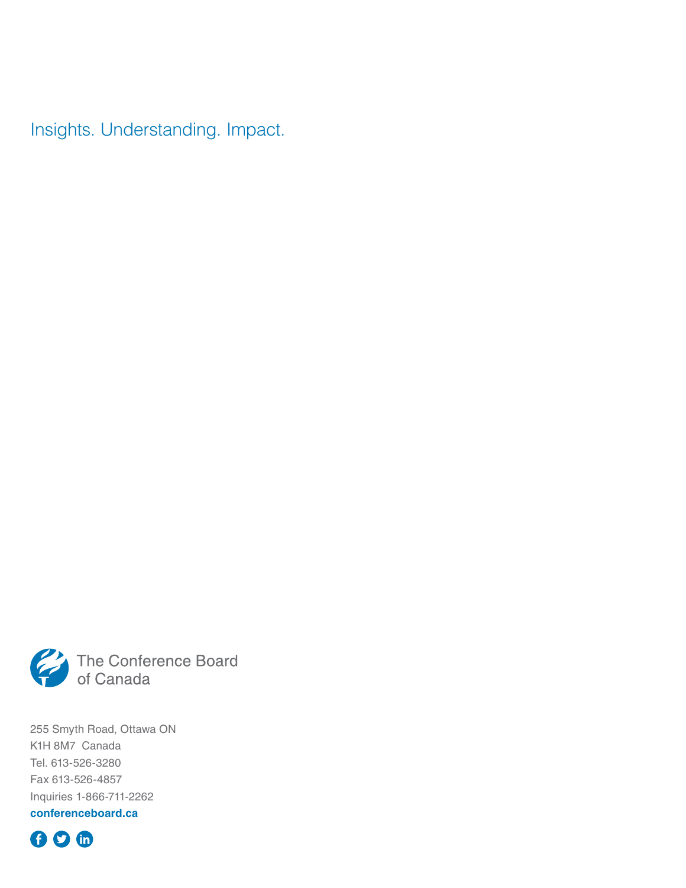Insights. Understanding. Impact.

The Conference Board of Canada

255 Smyth Road, Ottawa ON
K1H 8M7 Canada
Tel. 613-526-3280
Fax 613-526-4857
Inquiries 1-866-711-2262
**conferenceboard.ca**